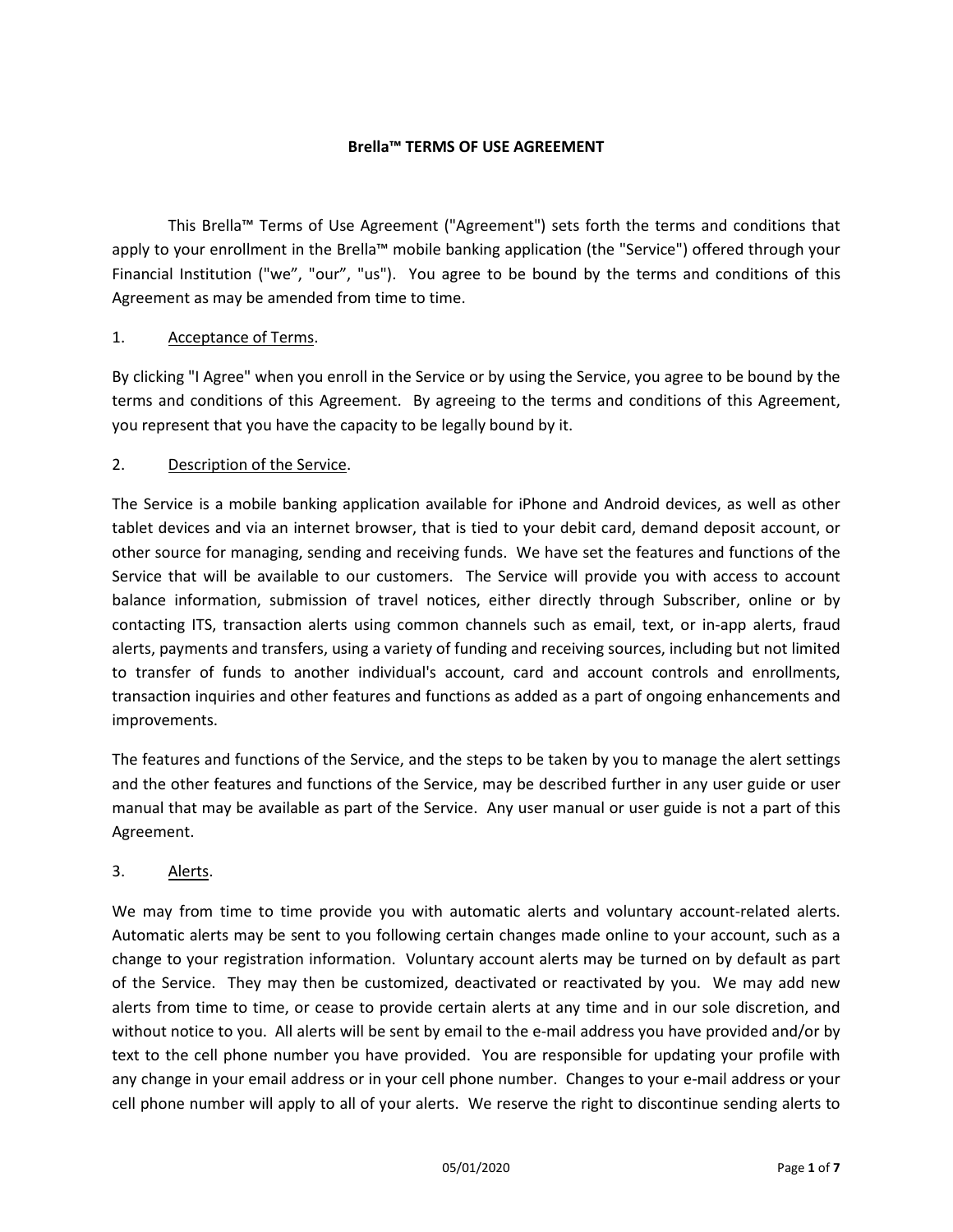**Brella™ TERMS OF USE AGREEMENT**

This Brella™ Terms of Use Agreement ("Agreement") sets forth the terms and conditions that apply to your enrollment in the Brella™ mobile banking application (the "Service") offered through your Financial Institution ("we", "our", "us"). You agree to be bound by the terms and conditions of this Agreement as may be amended from time to time.

1. Acceptance of Terms.

By clicking "I Agree" when you enroll in the Service or by using the Service, you agree to be bound by the terms and conditions of this Agreement. By agreeing to the terms and conditions of this Agreement, you represent that you have the capacity to be legally bound by it.

2. Description of the Service.

The Service is a mobile banking application available for iPhone and Android devices, as well as other tablet devices and via an internet browser, that is tied to your debit card, demand deposit account, or other source for managing, sending and receiving funds. We have set the features and functions of the Service that will be available to our customers. The Service will provide you with access to account balance information, submission of travel notices, either directly through Subscriber, online or by contacting ITS, transaction alerts using common channels such as email, text, or in-app alerts, fraud alerts, payments and transfers, using a variety of funding and receiving sources, including but not limited to transfer of funds to another individual's account, card and account controls and enrollments, transaction inquiries and other features and functions as added as a part of ongoing enhancements and improvements.

The features and functions of the Service, and the steps to be taken by you to manage the alert settings and the other features and functions of the Service, may be described further in any user guide or user manual that may be available as part of the Service. Any user manual or user guide is not a part of this Agreement.

3. Alerts.

We may from time to time provide you with automatic alerts and voluntary account-related alerts. Automatic alerts may be sent to you following certain changes made online to your account, such as a change to your registration information. Voluntary account alerts may be turned on by default as part of the Service. They may then be customized, deactivated or reactivated by you. We may add new alerts from time to time, or cease to provide certain alerts at any time and in our sole discretion, and without notice to you. All alerts will be sent by email to the e-mail address you have provided and/or by text to the cell phone number you have provided. You are responsible for updating your profile with any change in your email address or in your cell phone number. Changes to your e-mail address or your cell phone number will apply to all of your alerts. We reserve the right to discontinue sending alerts to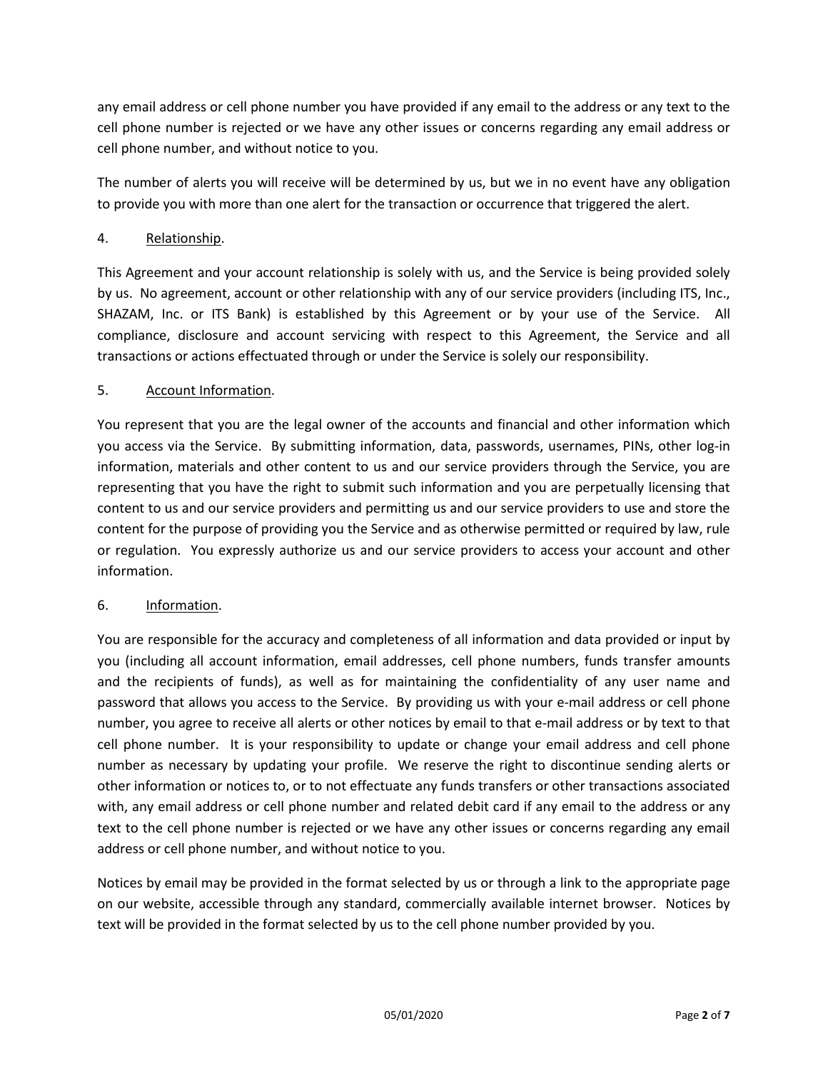any email address or cell phone number you have provided if any email to the address or any text to the cell phone number is rejected or we have any other issues or concerns regarding any email address or cell phone number, and without notice to you.

The number of alerts you will receive will be determined by us, but we in no event have any obligation to provide you with more than one alert for the transaction or occurrence that triggered the alert.

4. Relationship.

This Agreement and your account relationship is solely with us, and the Service is being provided solely by us. No agreement, account or other relationship with any of our service providers (including ITS, Inc., SHAZAM, Inc. or ITS Bank) is established by this Agreement or by your use of the Service. All compliance, disclosure and account servicing with respect to this Agreement, the Service and all transactions or actions effectuated through or under the Service is solely our responsibility.

5. Account Information.

You represent that you are the legal owner of the accounts and financial and other information which you access via the Service. By submitting information, data, passwords, usernames, PINs, other log-in information, materials and other content to us and our service providers through the Service, you are representing that you have the right to submit such information and you are perpetually licensing that content to us and our service providers and permitting us and our service providers to use and store the content for the purpose of providing you the Service and as otherwise permitted or required by law, rule or regulation. You expressly authorize us and our service providers to access your account and other information.

6. Information.

You are responsible for the accuracy and completeness of all information and data provided or input by you (including all account information, email addresses, cell phone numbers, funds transfer amounts and the recipients of funds), as well as for maintaining the confidentiality of any user name and password that allows you access to the Service. By providing us with your e-mail address or cell phone number, you agree to receive all alerts or other notices by email to that e-mail address or by text to that cell phone number. It is your responsibility to update or change your email address and cell phone number as necessary by updating your profile. We reserve the right to discontinue sending alerts or other information or notices to, or to not effectuate any funds transfers or other transactions associated with, any email address or cell phone number and related debit card if any email to the address or any text to the cell phone number is rejected or we have any other issues or concerns regarding any email address or cell phone number, and without notice to you.

Notices by email may be provided in the format selected by us or through a link to the appropriate page on our website, accessible through any standard, commercially available internet browser. Notices by text will be provided in the format selected by us to the cell phone number provided by you.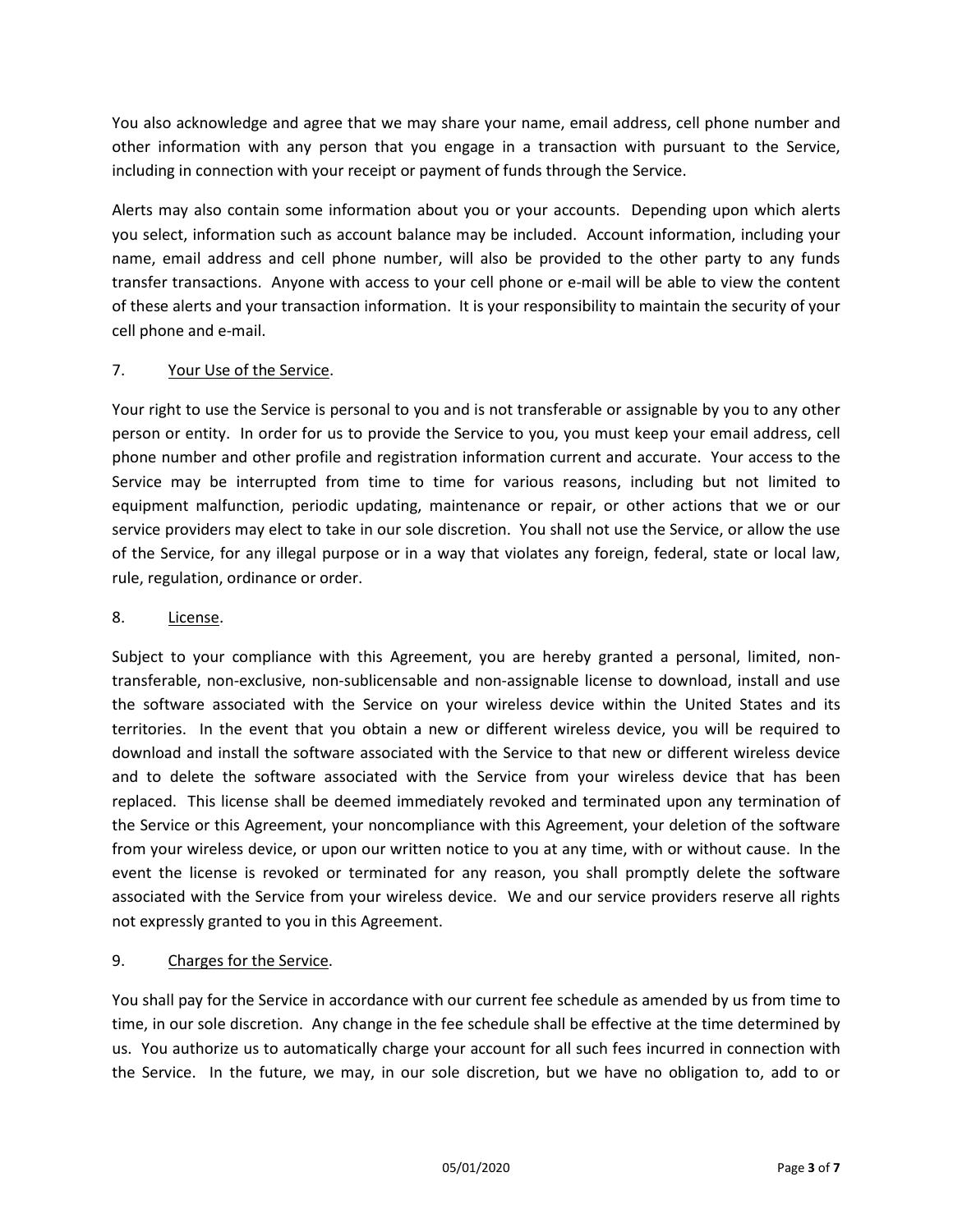You also acknowledge and agree that we may share your name, email address, cell phone number and other information with any person that you engage in a transaction with pursuant to the Service, including in connection with your receipt or payment of funds through the Service.

Alerts may also contain some information about you or your accounts. Depending upon which alerts you select, information such as account balance may be included. Account information, including your name, email address and cell phone number, will also be provided to the other party to any funds transfer transactions. Anyone with access to your cell phone or e-mail will be able to view the content of these alerts and your transaction information. It is your responsibility to maintain the security of your cell phone and e-mail.

7. Your Use of the Service.

Your right to use the Service is personal to you and is not transferable or assignable by you to any other person or entity. In order for us to provide the Service to you, you must keep your email address, cell phone number and other profile and registration information current and accurate. Your access to the Service may be interrupted from time to time for various reasons, including but not limited to equipment malfunction, periodic updating, maintenance or repair, or other actions that we or our service providers may elect to take in our sole discretion. You shall not use the Service, or allow the use of the Service, for any illegal purpose or in a way that violates any foreign, federal, state or local law, rule, regulation, ordinance or order.

8. License.

Subject to your compliance with this Agreement, you are hereby granted a personal, limited, non-transferable, non-exclusive, non-sublicensable and non-assignable license to download, install and use the software associated with the Service on your wireless device within the United States and its territories. In the event that you obtain a new or different wireless device, you will be required to download and install the software associated with the Service to that new or different wireless device and to delete the software associated with the Service from your wireless device that has been replaced. This license shall be deemed immediately revoked and terminated upon any termination of the Service or this Agreement, your noncompliance with this Agreement, your deletion of the software from your wireless device, or upon our written notice to you at any time, with or without cause. In the event the license is revoked or terminated for any reason, you shall promptly delete the software associated with the Service from your wireless device. We and our service providers reserve all rights not expressly granted to you in this Agreement.

9. Charges for the Service.

You shall pay for the Service in accordance with our current fee schedule as amended by us from time to time, in our sole discretion. Any change in the fee schedule shall be effective at the time determined by us. You authorize us to automatically charge your account for all such fees incurred in connection with the Service. In the future, we may, in our sole discretion, but we have no obligation to, add to or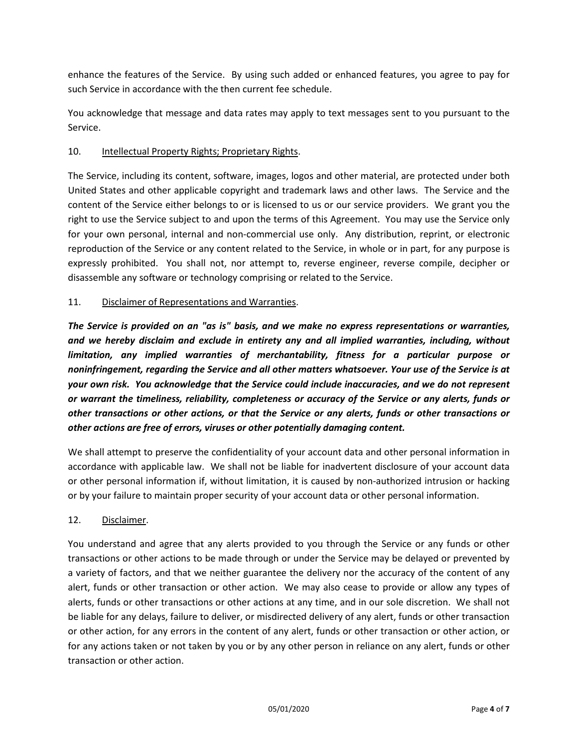enhance the features of the Service. By using such added or enhanced features, you agree to pay for such Service in accordance with the then current fee schedule.

You acknowledge that message and data rates may apply to text messages sent to you pursuant to the Service.

10. Intellectual Property Rights; Proprietary Rights.

The Service, including its content, software, images, logos and other material, are protected under both United States and other applicable copyright and trademark laws and other laws. The Service and the content of the Service either belongs to or is licensed to us or our service providers. We grant you the right to use the Service subject to and upon the terms of this Agreement. You may use the Service only for your own personal, internal and non-commercial use only. Any distribution, reprint, or electronic reproduction of the Service or any content related to the Service, in whole or in part, for any purpose is expressly prohibited. You shall not, nor attempt to, reverse engineer, reverse compile, decipher or disassemble any software or technology comprising or related to the Service.

11. Disclaimer of Representations and Warranties.

***The Service is provided on an "as is" basis, and we make no express representations or warranties, and we hereby disclaim and exclude in entirety any and all implied warranties, including, without limitation, any implied warranties of merchantability, fitness for a particular purpose or noninfringement, regarding the Service and all other matters whatsoever. Your use of the Service is at your own risk. You acknowledge that the Service could include inaccuracies, and we do not represent or warrant the timeliness, reliability, completeness or accuracy of the Service or any alerts, funds or other transactions or other actions, or that the Service or any alerts, funds or other transactions or other actions are free of errors, viruses or other potentially damaging content.***

We shall attempt to preserve the confidentiality of your account data and other personal information in accordance with applicable law. We shall not be liable for inadvertent disclosure of your account data or other personal information if, without limitation, it is caused by non-authorized intrusion or hacking or by your failure to maintain proper security of your account data or other personal information.

12. Disclaimer.

You understand and agree that any alerts provided to you through the Service or any funds or other transactions or other actions to be made through or under the Service may be delayed or prevented by a variety of factors, and that we neither guarantee the delivery nor the accuracy of the content of any alert, funds or other transaction or other action. We may also cease to provide or allow any types of alerts, funds or other transactions or other actions at any time, and in our sole discretion. We shall not be liable for any delays, failure to deliver, or misdirected delivery of any alert, funds or other transaction or other action, for any errors in the content of any alert, funds or other transaction or other action, or for any actions taken or not taken by you or by any other person in reliance on any alert, funds or other transaction or other action.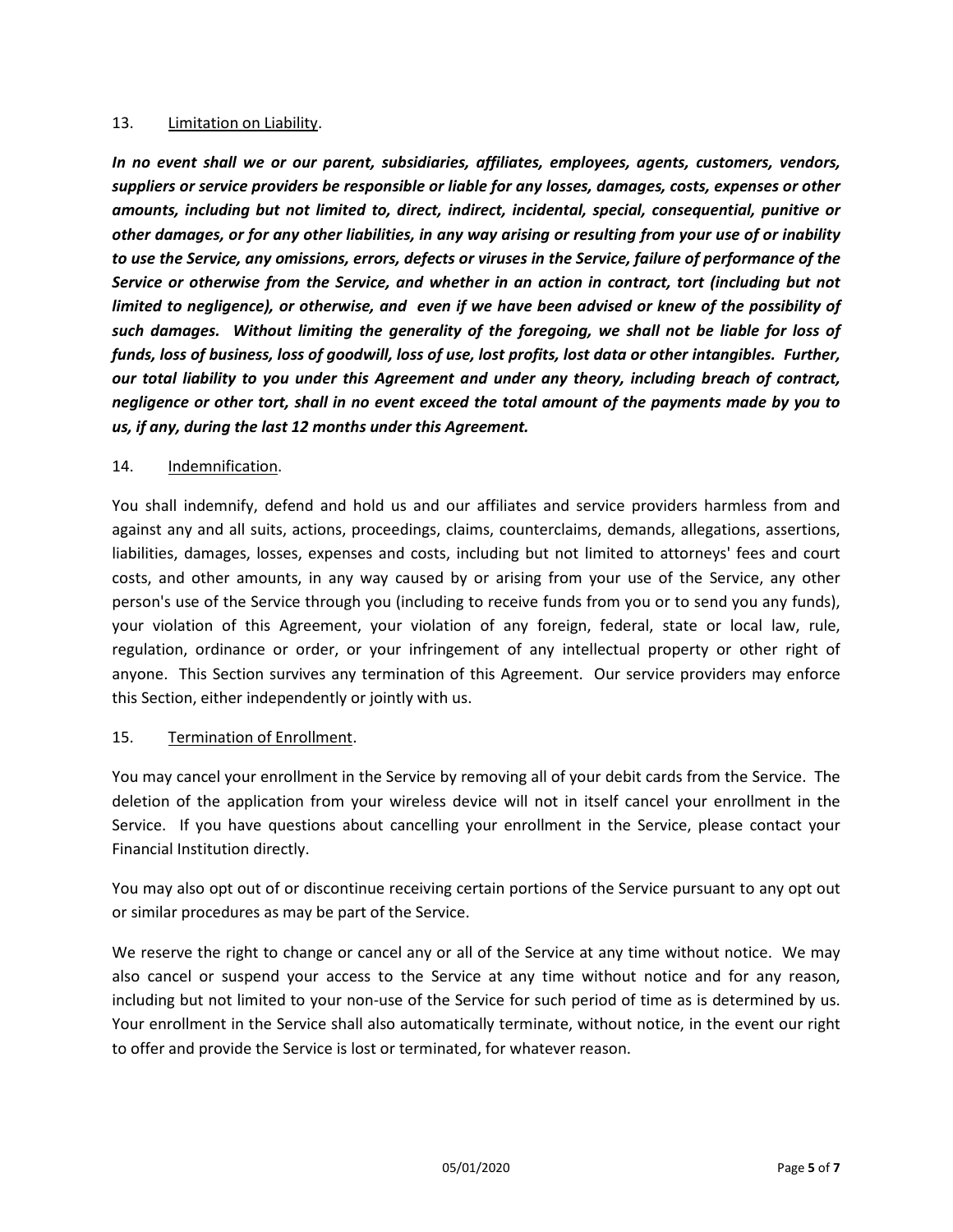13. Limitation on Liability.

***In no event shall we or our parent, subsidiaries, affiliates, employees, agents, customers, vendors, suppliers or service providers be responsible or liable for any losses, damages, costs, expenses or other amounts, including but not limited to, direct, indirect, incidental, special, consequential, punitive or other damages, or for any other liabilities, in any way arising or resulting from your use of or inability to use the Service, any omissions, errors, defects or viruses in the Service, failure of performance of the Service or otherwise from the Service, and whether in an action in contract, tort (including but not limited to negligence), or otherwise, and even if we have been advised or knew of the possibility of such damages. Without limiting the generality of the foregoing, we shall not be liable for loss of funds, loss of business, loss of goodwill, loss of use, lost profits, lost data or other intangibles. Further, our total liability to you under this Agreement and under any theory, including breach of contract, negligence or other tort, shall in no event exceed the total amount of the payments made by you to us, if any, during the last 12 months under this Agreement.***

14. Indemnification.

You shall indemnify, defend and hold us and our affiliates and service providers harmless from and against any and all suits, actions, proceedings, claims, counterclaims, demands, allegations, assertions, liabilities, damages, losses, expenses and costs, including but not limited to attorneys' fees and court costs, and other amounts, in any way caused by or arising from your use of the Service, any other person's use of the Service through you (including to receive funds from you or to send you any funds), your violation of this Agreement, your violation of any foreign, federal, state or local law, rule, regulation, ordinance or order, or your infringement of any intellectual property or other right of anyone. This Section survives any termination of this Agreement. Our service providers may enforce this Section, either independently or jointly with us.

15. Termination of Enrollment.

You may cancel your enrollment in the Service by removing all of your debit cards from the Service. The deletion of the application from your wireless device will not in itself cancel your enrollment in the Service. If you have questions about cancelling your enrollment in the Service, please contact your Financial Institution directly.

You may also opt out of or discontinue receiving certain portions of the Service pursuant to any opt out or similar procedures as may be part of the Service.

We reserve the right to change or cancel any or all of the Service at any time without notice. We may also cancel or suspend your access to the Service at any time without notice and for any reason, including but not limited to your non-use of the Service for such period of time as is determined by us. Your enrollment in the Service shall also automatically terminate, without notice, in the event our right to offer and provide the Service is lost or terminated, for whatever reason.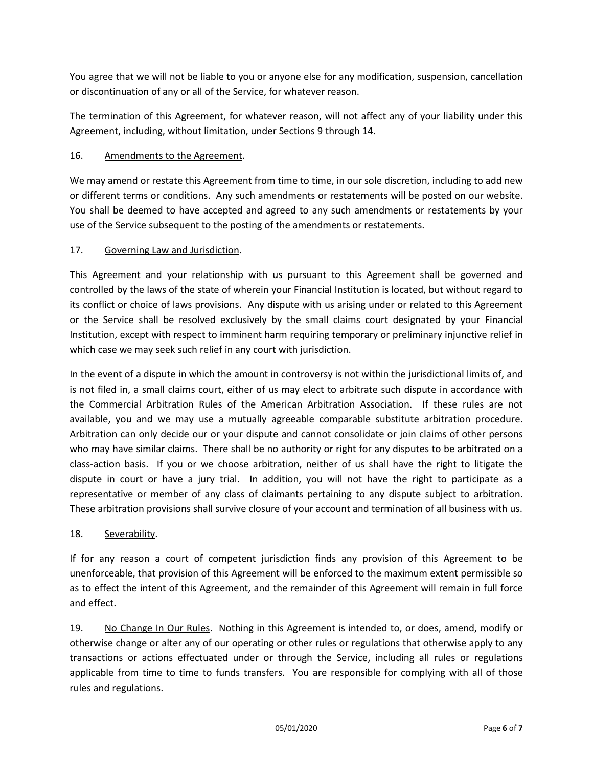You agree that we will not be liable to you or anyone else for any modification, suspension, cancellation or discontinuation of any or all of the Service, for whatever reason.

The termination of this Agreement, for whatever reason, will not affect any of your liability under this Agreement, including, without limitation, under Sections 9 through 14.

16. <u>Amendments to the Agreement</u>.

We may amend or restate this Agreement from time to time, in our sole discretion, including to add new or different terms or conditions. Any such amendments or restatements will be posted on our website. You shall be deemed to have accepted and agreed to any such amendments or restatements by your use of the Service subsequent to the posting of the amendments or restatements.

17. <u>Governing Law and Jurisdiction</u>.

This Agreement and your relationship with us pursuant to this Agreement shall be governed and controlled by the laws of the state of wherein your Financial Institution is located, but without regard to its conflict or choice of laws provisions. Any dispute with us arising under or related to this Agreement or the Service shall be resolved exclusively by the small claims court designated by your Financial Institution, except with respect to imminent harm requiring temporary or preliminary injunctive relief in which case we may seek such relief in any court with jurisdiction.

In the event of a dispute in which the amount in controversy is not within the jurisdictional limits of, and is not filed in, a small claims court, either of us may elect to arbitrate such dispute in accordance with the Commercial Arbitration Rules of the American Arbitration Association. If these rules are not available, you and we may use a mutually agreeable comparable substitute arbitration procedure. Arbitration can only decide our or your dispute and cannot consolidate or join claims of other persons who may have similar claims. There shall be no authority or right for any disputes to be arbitrated on a class-action basis. If you or we choose arbitration, neither of us shall have the right to litigate the dispute in court or have a jury trial. In addition, you will not have the right to participate as a representative or member of any class of claimants pertaining to any dispute subject to arbitration. These arbitration provisions shall survive closure of your account and termination of all business with us.

18. <u>Severability</u>.

If for any reason a court of competent jurisdiction finds any provision of this Agreement to be unenforceable, that provision of this Agreement will be enforced to the maximum extent permissible so as to effect the intent of this Agreement, and the remainder of this Agreement will remain in full force and effect.

19. <u>No Change In Our Rules</u>. Nothing in this Agreement is intended to, or does, amend, modify or otherwise change or alter any of our operating or other rules or regulations that otherwise apply to any transactions or actions effectuated under or through the Service, including all rules or regulations applicable from time to time to funds transfers. You are responsible for complying with all of those rules and regulations.

05/01/2020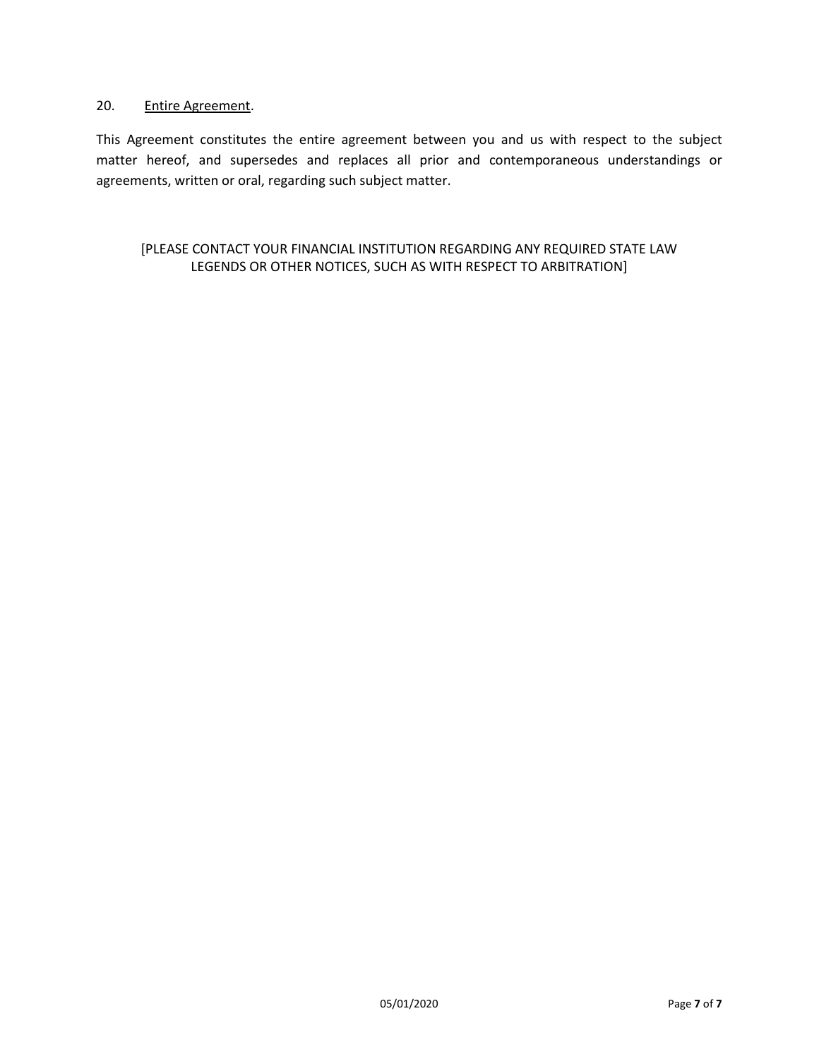20. Entire Agreement.

This Agreement constitutes the entire agreement between you and us with respect to the subject matter hereof, and supersedes and replaces all prior and contemporaneous understandings or agreements, written or oral, regarding such subject matter.

[PLEASE CONTACT YOUR FINANCIAL INSTITUTION REGARDING ANY REQUIRED STATE LAW LEGENDS OR OTHER NOTICES, SUCH AS WITH RESPECT TO ARBITRATION]